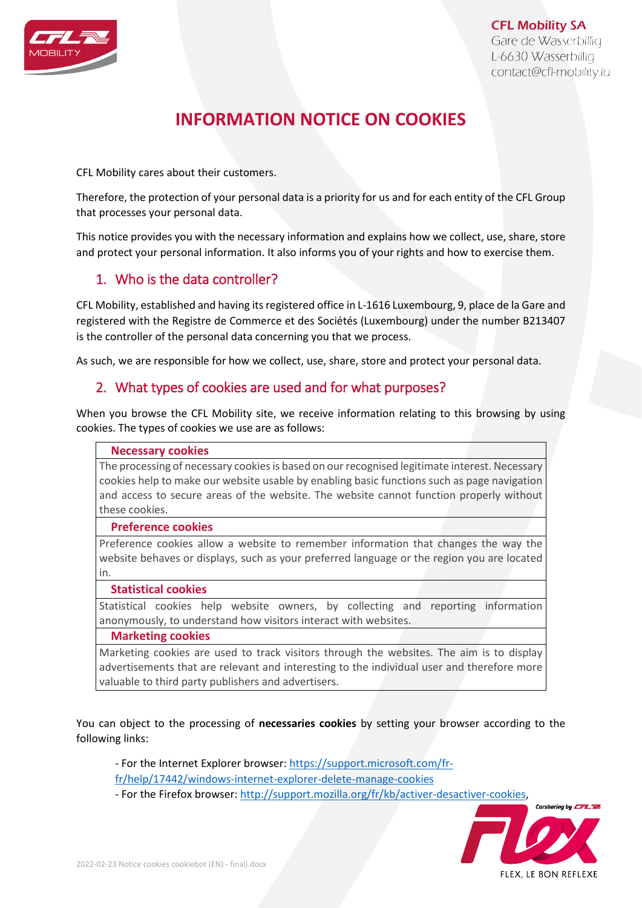CFL Mobility SA
Gare de Wasserbillig
L-6630 Wasserbillig
contact@cfl-mobility.lu

# INFORMATION NOTICE ON COOKIES

CFL Mobility cares about their customers.

Therefore, the protection of your personal data is a priority for us and for each entity of the CFL Group that processes your personal data.

This notice provides you with the necessary information and explains how we collect, use, share, store and protect your personal information. It also informs you of your rights and how to exercise them.

## 1. Who is the data controller?

CFL Mobility, established and having its registered office in L-1616 Luxembourg, 9, place de la Gare and registered with the Registre de Commerce et des Sociétés (Luxembourg) under the number B213407 is the controller of the personal data concerning you that we process.

As such, we are responsible for how we collect, use, share, store and protect your personal data.

## 2. What types of cookies are used and for what purposes?

When you browse the CFL Mobility site, we receive information relating to this browsing by using cookies. The types of cookies we use are as follows:

| **Necessary cookies** |
|---|
| The processing of necessary cookies is based on our recognised legitimate interest. Necessary cookies help to make our website usable by enabling basic functions such as page navigation and access to secure areas of the website. The website cannot function properly without these cookies. |
| **Preference cookies** |
| Preference cookies allow a website to remember information that changes the way the website behaves or displays, such as your preferred language or the region you are located in. |
| **Statistical cookies** |
| Statistical cookies help website owners, by collecting and reporting information anonymously, to understand how visitors interact with websites. |
| **Marketing cookies** |
| Marketing cookies are used to track visitors through the websites. The aim is to display advertisements that are relevant and interesting to the individual user and therefore more valuable to third party publishers and advertisers. |

You can object to the processing of **necessaries cookies** by setting your browser according to the following links:

- For the Internet Explorer browser: https://support.microsoft.com/fr-fr/help/17442/windows-internet-explorer-delete-manage-cookies
- For the Firefox browser: http://support.mozilla.org/fr/kb/activer-desactiver-cookies,

Carsharing by CFL
FLEX, LE BON REFLEXE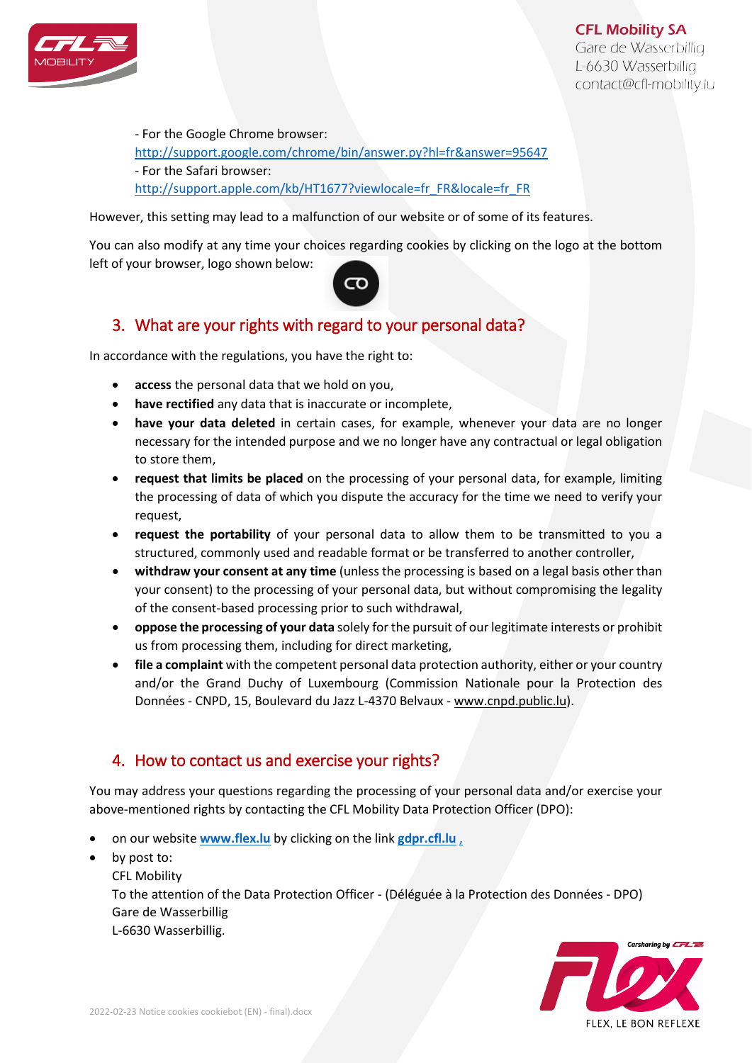- For the Google Chrome browser:
http://support.google.com/chrome/bin/answer.py?hl=fr&answer=95647
- For the Safari browser:
http://support.apple.com/kb/HT1677?viewlocale=fr_FR&locale=fr_FR

However, this setting may lead to a malfunction of our website or of some of its features.

You can also modify at any time your choices regarding cookies by clicking on the logo at the bottom left of your browser, logo shown below:

## 3. What are your rights with regard to your personal data?

In accordance with the regulations, you have the right to:

- **access** the personal data that we hold on you,
- **have rectified** any data that is inaccurate or incomplete,
- **have your data deleted** in certain cases, for example, whenever your data are no longer necessary for the intended purpose and we no longer have any contractual or legal obligation to store them,
- **request that limits be placed** on the processing of your personal data, for example, limiting the processing of data of which you dispute the accuracy for the time we need to verify your request,
- **request the portability** of your personal data to allow them to be transmitted to you a structured, commonly used and readable format or be transferred to another controller,
- **withdraw your consent at any time** (unless the processing is based on a legal basis other than your consent) to the processing of your personal data, but without compromising the legality of the consent-based processing prior to such withdrawal,
- **oppose the processing of your data** solely for the pursuit of our legitimate interests or prohibit us from processing them, including for direct marketing,
- **file a complaint** with the competent personal data protection authority, either or your country and/or the Grand Duchy of Luxembourg (Commission Nationale pour la Protection des Données - CNPD, 15, Boulevard du Jazz L-4370 Belvaux - www.cnpd.public.lu).

## 4. How to contact us and exercise your rights?

You may address your questions regarding the processing of your personal data and/or exercise your above-mentioned rights by contacting the CFL Mobility Data Protection Officer (DPO):

- on our website **www.flex.lu** by clicking on the link **gdpr.cfl.lu** ,
- by post to:
  CFL Mobility
  To the attention of the Data Protection Officer - (Déléguée à la Protection des Données - DPO)
  Gare de Wasserbillig
  L-6630 Wasserbillig.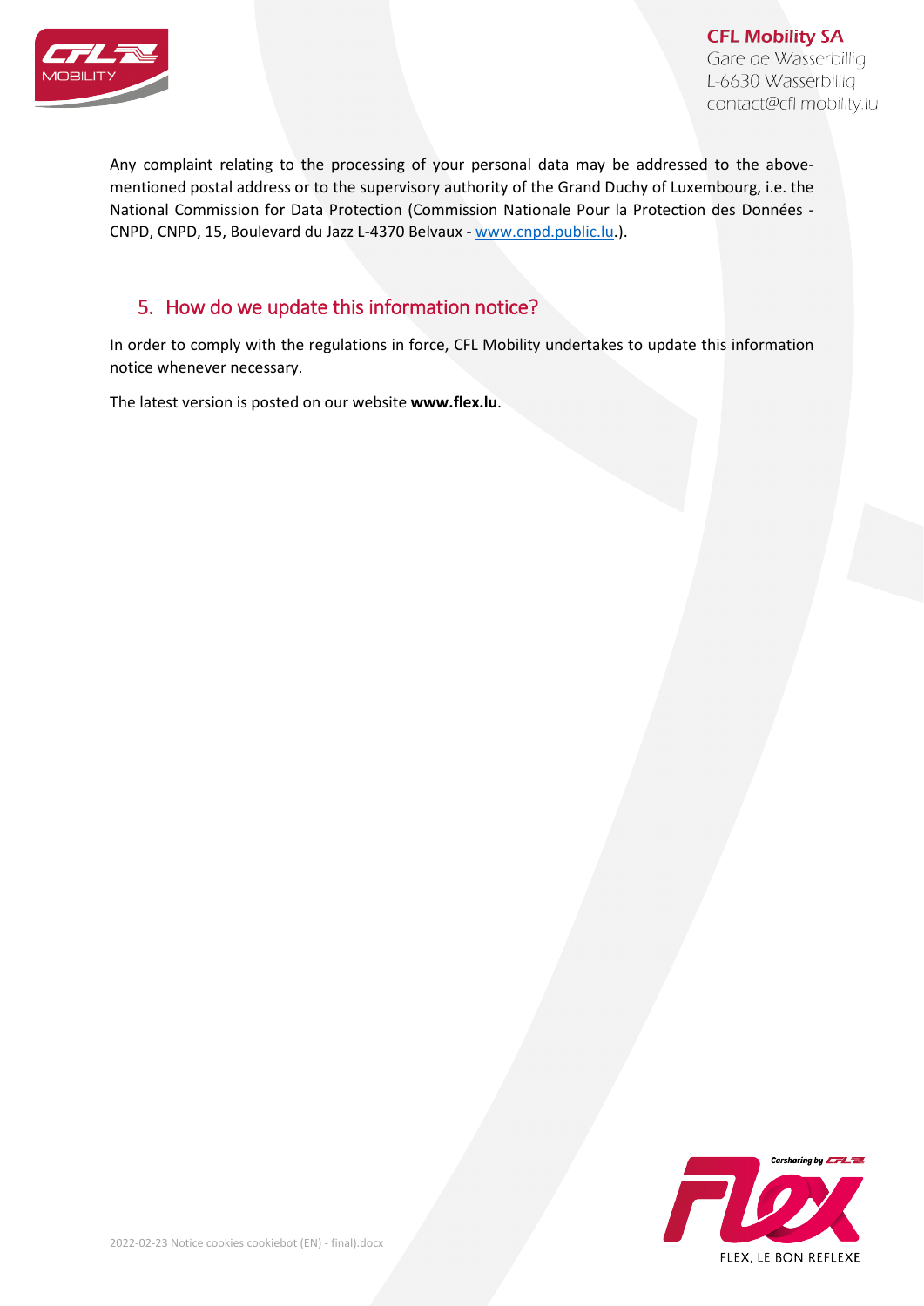Any complaint relating to the processing of your personal data may be addressed to the above-mentioned postal address or to the supervisory authority of the Grand Duchy of Luxembourg, i.e. the National Commission for Data Protection (Commission Nationale Pour la Protection des Données - CNPD, CNPD, 15, Boulevard du Jazz L-4370 Belvaux - www.cnpd.public.lu.).

## 5. How do we update this information notice?

In order to comply with the regulations in force, CFL Mobility undertakes to update this information notice whenever necessary.

The latest version is posted on our website **www.flex.lu**.